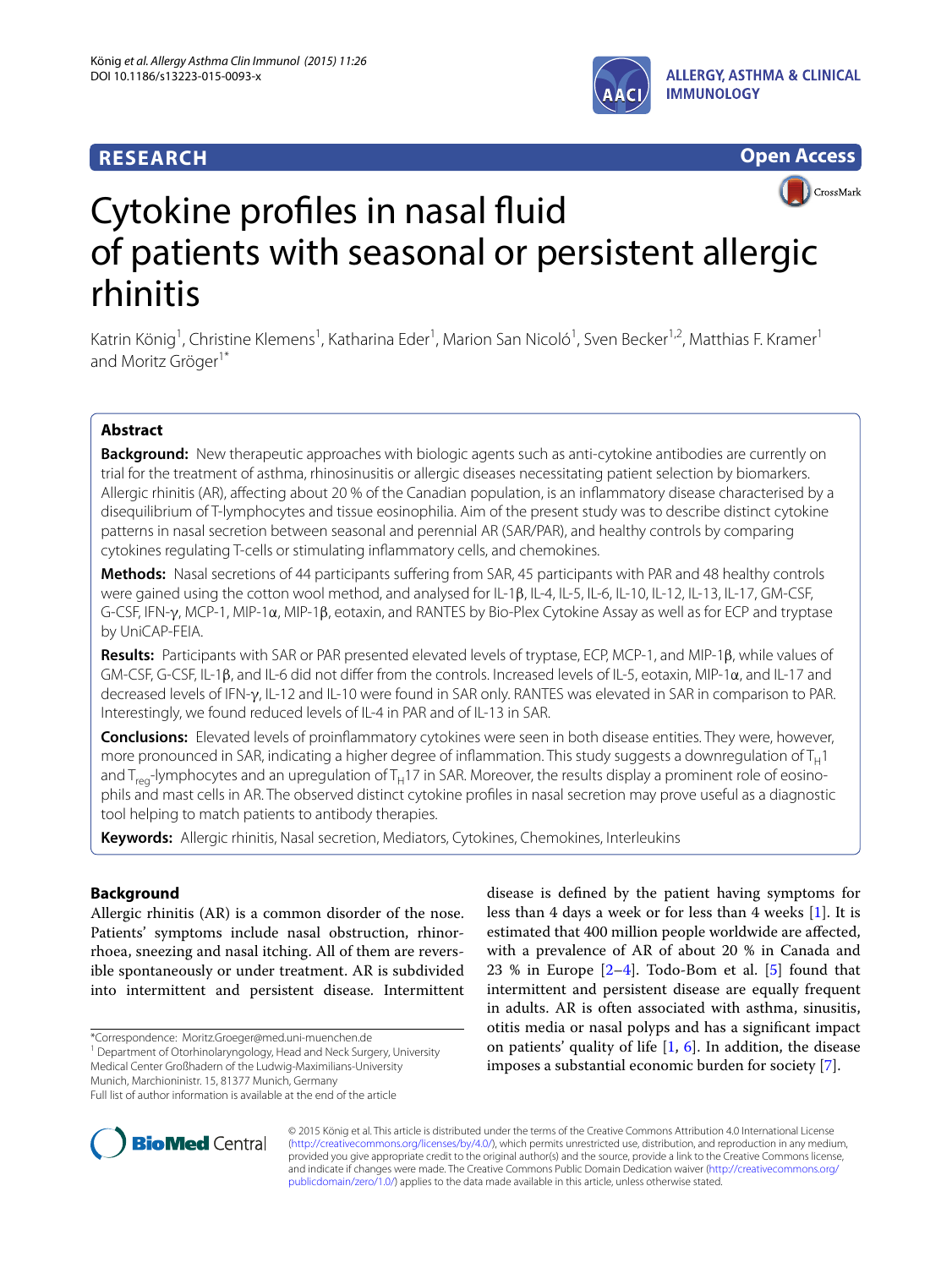RESEARCH

Open Access

# Cytokine profiles in nasal fluid of patients with seasonal or persistent allergic rhinitis

Katrin König[1], Christine Klemens[1], Katharina Eder[1], Marion San Nicoló[1], Sven Becker[1,2], Matthias F. Kramer[1] and Moritz Gröger[1*]

## Abstract

**Background:** New therapeutic approaches with biologic agents such as anti-cytokine antibodies are currently on trial for the treatment of asthma, rhinosinusitis or allergic diseases necessitating patient selection by biomarkers. Allergic rhinitis (AR), affecting about 20 % of the Canadian population, is an inflammatory disease characterised by a disequilibrium of T-lymphocytes and tissue eosinophilia. Aim of the present study was to describe distinct cytokine patterns in nasal secretion between seasonal and perennial AR (SAR/PAR), and healthy controls by comparing cytokines regulating T-cells or stimulating inflammatory cells, and chemokines.

**Methods:** Nasal secretions of 44 participants suffering from SAR, 45 participants with PAR and 48 healthy controls were gained using the cotton wool method, and analysed for IL-1β, IL-4, IL-5, IL-6, IL-10, IL-12, IL-13, IL-17, GM-CSF, G-CSF, IFN-γ, MCP-1, MIP-1α, MIP-1β, eotaxin, and RANTES by Bio-Plex Cytokine Assay as well as for ECP and tryptase by UniCAP-FEIA.

**Results:** Participants with SAR or PAR presented elevated levels of tryptase, ECP, MCP-1, and MIP-1β, while values of GM-CSF, G-CSF, IL-1β, and IL-6 did not differ from the controls. Increased levels of IL-5, eotaxin, MIP-1α, and IL-17 and decreased levels of IFN-γ, IL-12 and IL-10 were found in SAR only. RANTES was elevated in SAR in comparison to PAR. Interestingly, we found reduced levels of IL-4 in PAR and of IL-13 in SAR.

**Conclusions:** Elevated levels of proinflammatory cytokines were seen in both disease entities. They were, however, more pronounced in SAR, indicating a higher degree of inflammation. This study suggests a downregulation of $T_H1$ and $T_{reg}$-lymphocytes and an upregulation of $T_H17$ in SAR. Moreover, the results display a prominent role of eosinophils and mast cells in AR. The observed distinct cytokine profiles in nasal secretion may prove useful as a diagnostic tool helping to match patients to antibody therapies.

**Keywords:** Allergic rhinitis, Nasal secretion, Mediators, Cytokines, Chemokines, Interleukins

## Background

Allergic rhinitis (AR) is a common disorder of the nose. Patients' symptoms include nasal obstruction, rhinorrhoea, sneezing and nasal itching. All of them are reversible spontaneously or under treatment. AR is subdivided into intermittent and persistent disease. Intermittent disease is defined by the patient having symptoms for less than 4 days a week or for less than 4 weeks [1]. It is estimated that 400 million people worldwide are affected, with a prevalence of AR of about 20 % in Canada and 23 % in Europe [2–4]. Todo-Bom et al. [5] found that intermittent and persistent disease are equally frequent in adults. AR is often associated with asthma, sinusitis, otitis media or nasal polyps and has a significant impact on patients' quality of life [1, 6]. In addition, the disease imposes a substantial economic burden for society [7].

*Correspondence: Moritz.Groeger@med.uni-muenchen.de
[1] Department of Otorhinolaryngology, Head and Neck Surgery, University Medical Center Großhadern of the Ludwig-Maximilians-University Munich, Marchioninistr. 15, 81377 Munich, Germany
Full list of author information is available at the end of the article

© 2015 König et al. This article is distributed under the terms of the Creative Commons Attribution 4.0 International License (http://creativecommons.org/licenses/by/4.0/), which permits unrestricted use, distribution, and reproduction in any medium, provided you give appropriate credit to the original author(s) and the source, provide a link to the Creative Commons license, and indicate if changes were made. The Creative Commons Public Domain Dedication waiver (http://creativecommons.org/publicdomain/zero/1.0/) applies to the data made available in this article, unless otherwise stated.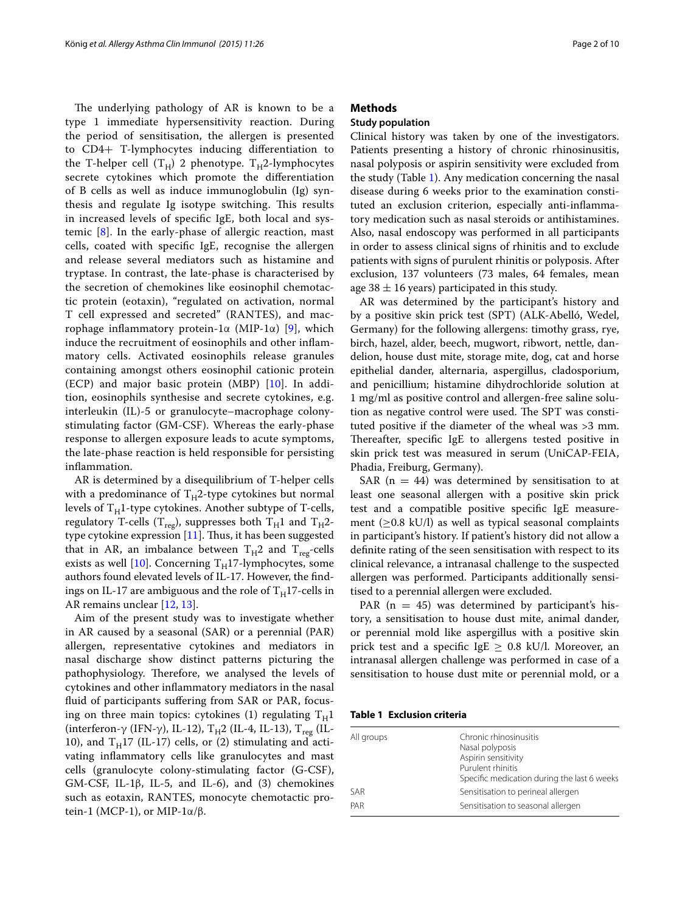The underlying pathology of AR is known to be a type 1 immediate hypersensitivity reaction. During the period of sensitisation, the allergen is presented to CD4+ T-lymphocytes inducing differentiation to the T-helper cell ($T_H$) 2 phenotype. $T_H$2-lymphocytes secrete cytokines which promote the differentiation of B cells as well as induce immunoglobulin (Ig) synthesis and regulate Ig isotype switching. This results in increased levels of specific IgE, both local and systemic [8]. In the early-phase of allergic reaction, mast cells, coated with specific IgE, recognise the allergen and release several mediators such as histamine and tryptase. In contrast, the late-phase is characterised by the secretion of chemokines like eosinophil chemotactic protein (eotaxin), "regulated on activation, normal T cell expressed and secreted" (RANTES), and macrophage inflammatory protein-1α (MIP-1α) [9], which induce the recruitment of eosinophils and other inflammatory cells. Activated eosinophils release granules containing amongst others eosinophil cationic protein (ECP) and major basic protein (MBP) [10]. In addition, eosinophils synthesise and secrete cytokines, e.g. interleukin (IL)-5 or granulocyte–macrophage colony-stimulating factor (GM-CSF). Whereas the early-phase response to allergen exposure leads to acute symptoms, the late-phase reaction is held responsible for persisting inflammation.

AR is determined by a disequilibrium of T-helper cells with a predominance of $T_H$2-type cytokines but normal levels of $T_H$1-type cytokines. Another subtype of T-cells, regulatory T-cells ($T_{reg}$), suppresses both $T_H$1 and $T_H$2-type cytokine expression [11]. Thus, it has been suggested that in AR, an imbalance between $T_H$2 and $T_{reg}$-cells exists as well [10]. Concerning $T_H$17-lymphocytes, some authors found elevated levels of IL-17. However, the findings on IL-17 are ambiguous and the role of $T_H$17-cells in AR remains unclear [12, 13].

Aim of the present study was to investigate whether in AR caused by a seasonal (SAR) or a perennial (PAR) allergen, representative cytokines and mediators in nasal discharge show distinct patterns picturing the pathophysiology. Therefore, we analysed the levels of cytokines and other inflammatory mediators in the nasal fluid of participants suffering from SAR or PAR, focusing on three main topics: cytokines (1) regulating $T_H$1 (interferon-γ (IFN-γ), IL-12), $T_H$2 (IL-4, IL-13), $T_{reg}$ (IL-10), and $T_H$17 (IL-17) cells, or (2) stimulating and activating inflammatory cells like granulocytes and mast cells (granulocyte colony-stimulating factor (G-CSF), GM-CSF, IL-1β, IL-5, and IL-6), and (3) chemokines such as eotaxin, RANTES, monocyte chemotactic protein-1 (MCP-1), or MIP-1α/β.

## Methods

### Study population

Clinical history was taken by one of the investigators. Patients presenting a history of chronic rhinosinusitis, nasal polyposis or aspirin sensitivity were excluded from the study (Table 1). Any medication concerning the nasal disease during 6 weeks prior to the examination constituted an exclusion criterion, especially anti-inflammatory medication such as nasal steroids or antihistamines. Also, nasal endoscopy was performed in all participants in order to assess clinical signs of rhinitis and to exclude patients with signs of purulent rhinitis or polyposis. After exclusion, 137 volunteers (73 males, 64 females, mean age 38 ± 16 years) participated in this study.

AR was determined by the participant's history and by a positive skin prick test (SPT) (ALK-Abelló, Wedel, Germany) for the following allergens: timothy grass, rye, birch, hazel, alder, beech, mugwort, ribwort, nettle, dandelion, house dust mite, storage mite, dog, cat and horse epithelial dander, alternaria, aspergillus, cladosporium, and penicillium; histamine dihydrochloride solution at 1 mg/ml as positive control and allergen-free saline solution as negative control were used. The SPT was constituted positive if the diameter of the wheal was >3 mm. Thereafter, specific IgE to allergens tested positive in skin prick test was measured in serum (UniCAP-FEIA, Phadia, Freiburg, Germany).

SAR (n = 44) was determined by sensitisation to at least one seasonal allergen with a positive skin prick test and a compatible positive specific IgE measurement (≥0.8 kU/l) as well as typical seasonal complaints in participant's history. If patient's history did not allow a definite rating of the seen sensitisation with respect to its clinical relevance, a intranasal challenge to the suspected allergen was performed. Participants additionally sensitised to a perennial allergen were excluded.

PAR (n = 45) was determined by participant's history, a sensitisation to house dust mite, animal dander, or perennial mold like aspergillus with a positive skin prick test and a specific IgE ≥ 0.8 kU/l. Moreover, an intranasal allergen challenge was performed in case of a sensitisation to house dust mite or perennial mold, or a

**Table 1 Exclusion criteria**

| | |
|---|---|
| All groups | Chronic rhinosinusitis<br>Nasal polyposis<br>Aspirin sensitivity<br>Purulent rhinitis<br>Specific medication during the last 6 weeks |
| SAR | Sensitisation to perineal allergen |
| PAR | Sensitisation to seasonal allergen |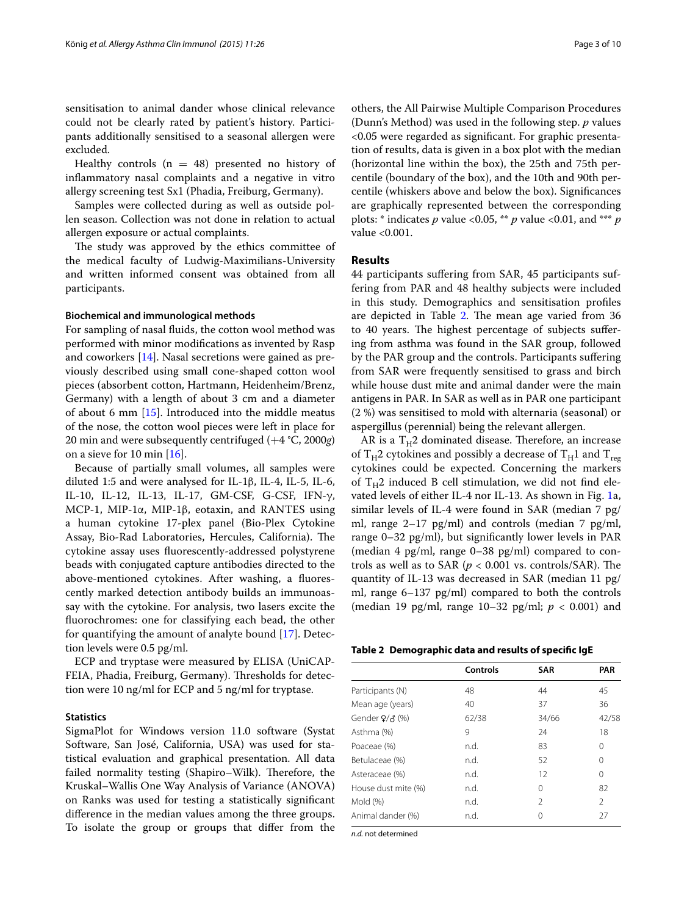sensitisation to animal dander whose clinical relevance could not be clearly rated by patient's history. Participants additionally sensitised to a seasonal allergen were excluded.

Healthy controls (n = 48) presented no history of inflammatory nasal complaints and a negative in vitro allergy screening test Sx1 (Phadia, Freiburg, Germany).

Samples were collected during as well as outside pollen season. Collection was not done in relation to actual allergen exposure or actual complaints.

The study was approved by the ethics committee of the medical faculty of Ludwig-Maximilians-University and written informed consent was obtained from all participants.

### Biochemical and immunological methods

For sampling of nasal fluids, the cotton wool method was performed with minor modifications as invented by Rasp and coworkers [14]. Nasal secretions were gained as previously described using small cone-shaped cotton wool pieces (absorbent cotton, Hartmann, Heidenheim/Brenz, Germany) with a length of about 3 cm and a diameter of about 6 mm [15]. Introduced into the middle meatus of the nose, the cotton wool pieces were left in place for 20 min and were subsequently centrifuged (+4 °C, 2000*g*) on a sieve for 10 min [16].

Because of partially small volumes, all samples were diluted 1:5 and were analysed for IL-1β, IL-4, IL-5, IL-6, IL-10, IL-12, IL-13, IL-17, GM-CSF, G-CSF, IFN-γ, MCP-1, MIP-1α, MIP-1β, eotaxin, and RANTES using a human cytokine 17-plex panel (Bio-Plex Cytokine Assay, Bio-Rad Laboratories, Hercules, California). The cytokine assay uses fluorescently-addressed polystyrene beads with conjugated capture antibodies directed to the above-mentioned cytokines. After washing, a fluorescently marked detection antibody builds an immunoassay with the cytokine. For analysis, two lasers excite the fluorochromes: one for classifying each bead, the other for quantifying the amount of analyte bound [17]. Detection levels were 0.5 pg/ml.

ECP and tryptase were measured by ELISA (UniCAP-FEIA, Phadia, Freiburg, Germany). Thresholds for detection were 10 ng/ml for ECP and 5 ng/ml for tryptase.

### Statistics

SigmaPlot for Windows version 11.0 software (Systat Software, San José, California, USA) was used for statistical evaluation and graphical presentation. All data failed normality testing (Shapiro–Wilk). Therefore, the Kruskal–Wallis One Way Analysis of Variance (ANOVA) on Ranks was used for testing a statistically significant difference in the median values among the three groups. To isolate the group or groups that differ from the others, the All Pairwise Multiple Comparison Procedures (Dunn's Method) was used in the following step. *p* values <0.05 were regarded as significant. For graphic presentation of results, data is given in a box plot with the median (horizontal line within the box), the 25th and 75th percentile (boundary of the box), and the 10th and 90th percentile (whiskers above and below the box). Significances are graphically represented between the corresponding plots: * indicates *p* value <0.05, ** *p* value <0.01, and *** *p* value <0.001.

## Results

44 participants suffering from SAR, 45 participants suffering from PAR and 48 healthy subjects were included in this study. Demographics and sensitisation profiles are depicted in Table 2. The mean age varied from 36 to 40 years. The highest percentage of subjects suffering from asthma was found in the SAR group, followed by the PAR group and the controls. Participants suffering from SAR were frequently sensitised to grass and birch while house dust mite and animal dander were the main antigens in PAR. In SAR as well as in PAR one participant (2 %) was sensitised to mold with alternaria (seasonal) or aspergillus (perennial) being the relevant allergen.

AR is a $T_H2$ dominated disease. Therefore, an increase of $T_H2$ cytokines and possibly a decrease of $T_H1$ and $T_{reg}$ cytokines could be expected. Concerning the markers of $T_H2$ induced B cell stimulation, we did not find elevated levels of either IL-4 nor IL-13. As shown in Fig. 1a, similar levels of IL-4 were found in SAR (median 7 pg/ml, range 2–17 pg/ml) and controls (median 7 pg/ml, range 0–32 pg/ml), but significantly lower levels in PAR (median 4 pg/ml, range 0–38 pg/ml) compared to controls as well as to SAR ($p < 0.001$ vs. controls/SAR). The quantity of IL-13 was decreased in SAR (median 11 pg/ml, range 6–137 pg/ml) compared to both the controls (median 19 pg/ml, range 10–32 pg/ml; $p < 0.001$) and

**Table 2 Demographic data and results of specific IgE**

| | Controls | SAR | PAR |
|---|---|---|---|
| Participants (N) | 48 | 44 | 45 |
| Mean age (years) | 40 | 37 | 36 |
| Gender ♀/♂ (%) | 62/38 | 34/66 | 42/58 |
| Asthma (%) | 9 | 24 | 18 |
| Poaceae (%) | n.d. | 83 | 0 |
| Betulaceae (%) | n.d. | 52 | 0 |
| Asteraceae (%) | n.d. | 12 | 0 |
| House dust mite (%) | n.d. | 0 | 82 |
| Mold (%) | n.d. | 2 | 2 |
| Animal dander (%) | n.d. | 0 | 27 |

*n.d.* not determined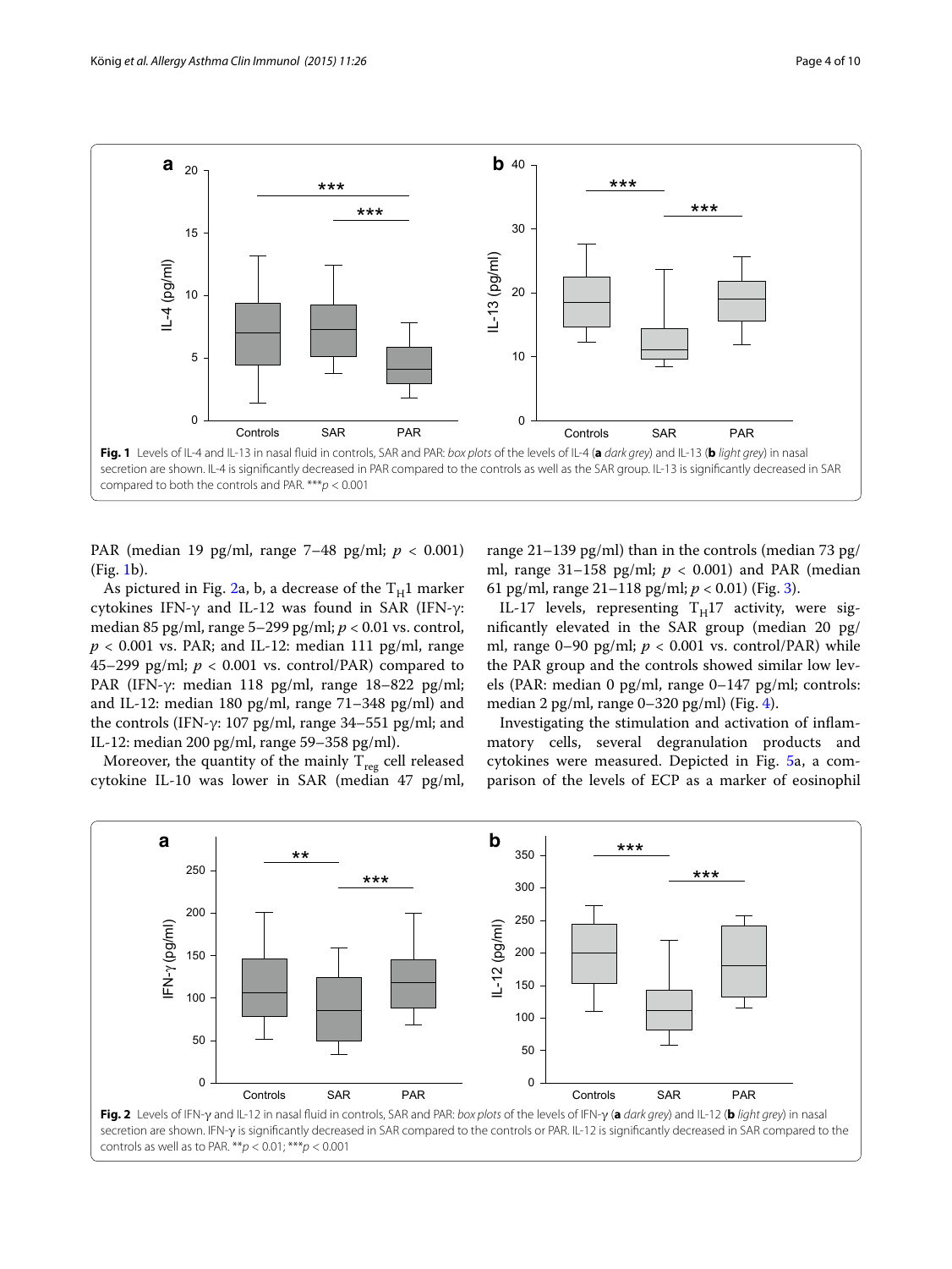**Fig. 1** Levels of IL-4 and IL-13 in nasal fluid in controls, SAR and PAR: *box plots* of the levels of IL-4 (**a** *dark grey*) and IL-13 (**b** *light grey*) in nasal secretion are shown. IL-4 is significantly decreased in PAR compared to the controls as well as the SAR group. IL-13 is significantly decreased in SAR compared to both the controls and PAR. ***$p < 0.001$

PAR (median 19 pg/ml, range 7–48 pg/ml; $p < 0.001$) (Fig. 1b).

As pictured in Fig. 2a, b, a decrease of the $T_H1$ marker cytokines IFN-γ and IL-12 was found in SAR (IFN-γ: median 85 pg/ml, range 5–299 pg/ml; $p < 0.01$ vs. control, $p < 0.001$ vs. PAR; and IL-12: median 111 pg/ml, range 45–299 pg/ml; $p < 0.001$ vs. control/PAR) compared to PAR (IFN-γ: median 118 pg/ml, range 18–822 pg/ml; and IL-12: median 180 pg/ml, range 71–348 pg/ml) and the controls (IFN-γ: 107 pg/ml, range 34–551 pg/ml; and IL-12: median 200 pg/ml, range 59–358 pg/ml).

Moreover, the quantity of the mainly $T_{reg}$ cell released cytokine IL-10 was lower in SAR (median 47 pg/ml, range 21–139 pg/ml) than in the controls (median 73 pg/ml, range 31–158 pg/ml; $p < 0.001$) and PAR (median 61 pg/ml, range 21–118 pg/ml; $p < 0.01$) (Fig. 3).

IL-17 levels, representing $T_H17$ activity, were significantly elevated in the SAR group (median 20 pg/ml, range 0–90 pg/ml; $p < 0.001$ vs. control/PAR) while the PAR group and the controls showed similar low levels (PAR: median 0 pg/ml, range 0–147 pg/ml; controls: median 2 pg/ml, range 0–320 pg/ml) (Fig. 4).

Investigating the stimulation and activation of inflammatory cells, several degranulation products and cytokines were measured. Depicted in Fig. 5a, a comparison of the levels of ECP as a marker of eosinophil

**Fig. 2** Levels of IFN-γ and IL-12 in nasal fluid in controls, SAR and PAR: *box plots* of the levels of IFN-γ (**a** *dark grey*) and IL-12 (**b** *light grey*) in nasal secretion are shown. IFN-γ is significantly decreased in SAR compared to the controls or PAR. IL-12 is significantly decreased in SAR compared to the controls as well as to PAR. **$p < 0.01$; ***$p < 0.001$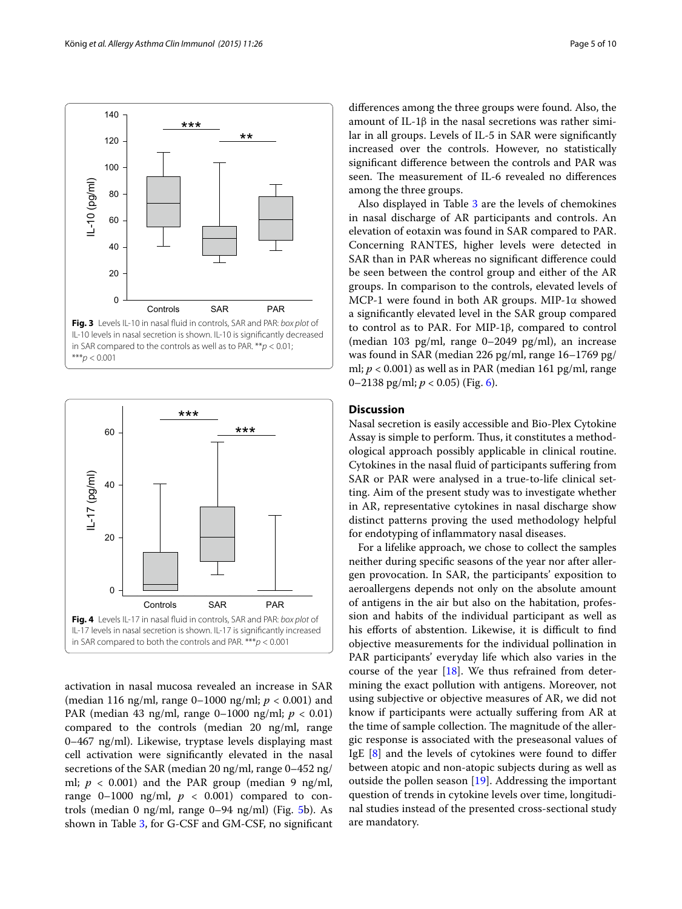Fig. 3 Levels IL-10 in nasal fluid in controls, SAR and PAR: *box plot* of IL-10 levels in nasal secretion is shown. IL-10 is significantly decreased in SAR compared to the controls as well as to PAR. **$p < 0.01$; ***$p < 0.001$

Fig. 4 Levels IL-17 in nasal fluid in controls, SAR and PAR: *box plot* of IL-17 levels in nasal secretion is shown. IL-17 is significantly increased in SAR compared to both the controls and PAR. ***$p < 0.001$

activation in nasal mucosa revealed an increase in SAR (median 116 ng/ml, range 0–1000 ng/ml; $p < 0.001$) and PAR (median 43 ng/ml, range 0–1000 ng/ml; $p < 0.01$) compared to the controls (median 20 ng/ml, range 0–467 ng/ml). Likewise, tryptase levels displaying mast cell activation were significantly elevated in the nasal secretions of the SAR (median 20 ng/ml, range 0–452 ng/ml; $p < 0.001$) and the PAR group (median 9 ng/ml, range 0–1000 ng/ml, $p < 0.001$) compared to controls (median 0 ng/ml, range 0–94 ng/ml) (Fig. 5b). As shown in Table 3, for G-CSF and GM-CSF, no significant differences among the three groups were found. Also, the amount of IL-1β in the nasal secretions was rather similar in all groups. Levels of IL-5 in SAR were significantly increased over the controls. However, no statistically significant difference between the controls and PAR was seen. The measurement of IL-6 revealed no differences among the three groups.

Also displayed in Table 3 are the levels of chemokines in nasal discharge of AR participants and controls. An elevation of eotaxin was found in SAR compared to PAR. Concerning RANTES, higher levels were detected in SAR than in PAR whereas no significant difference could be seen between the control group and either of the AR groups. In comparison to the controls, elevated levels of MCP-1 were found in both AR groups. MIP-1α showed a significantly elevated level in the SAR group compared to control as to PAR. For MIP-1β, compared to control (median 103 pg/ml, range 0–2049 pg/ml), an increase was found in SAR (median 226 pg/ml, range 16–1769 pg/ml; $p < 0.001$) as well as in PAR (median 161 pg/ml, range 0–2138 pg/ml; $p < 0.05$) (Fig. 6).

## Discussion

Nasal secretion is easily accessible and Bio-Plex Cytokine Assay is simple to perform. Thus, it constitutes a methodological approach possibly applicable in clinical routine. Cytokines in the nasal fluid of participants suffering from SAR or PAR were analysed in a true-to-life clinical setting. Aim of the present study was to investigate whether in AR, representative cytokines in nasal discharge show distinct patterns proving the used methodology helpful for endotyping of inflammatory nasal diseases.

For a lifelike approach, we chose to collect the samples neither during specific seasons of the year nor after allergen provocation. In SAR, the participants' exposition to aeroallergens depends not only on the absolute amount of antigens in the air but also on the habitation, profession and habits of the individual participant as well as his efforts of abstention. Likewise, it is difficult to find objective measurements for the individual pollination in PAR participants' everyday life which also varies in the course of the year [18]. We thus refrained from determining the exact pollution with antigens. Moreover, not using subjective or objective measures of AR, we did not know if participants were actually suffering from AR at the time of sample collection. The magnitude of the allergic response is associated with the preseasonal values of IgE [8] and the levels of cytokines were found to differ between atopic and non-atopic subjects during as well as outside the pollen season [19]. Addressing the important question of trends in cytokine levels over time, longitudinal studies instead of the presented cross-sectional study are mandatory.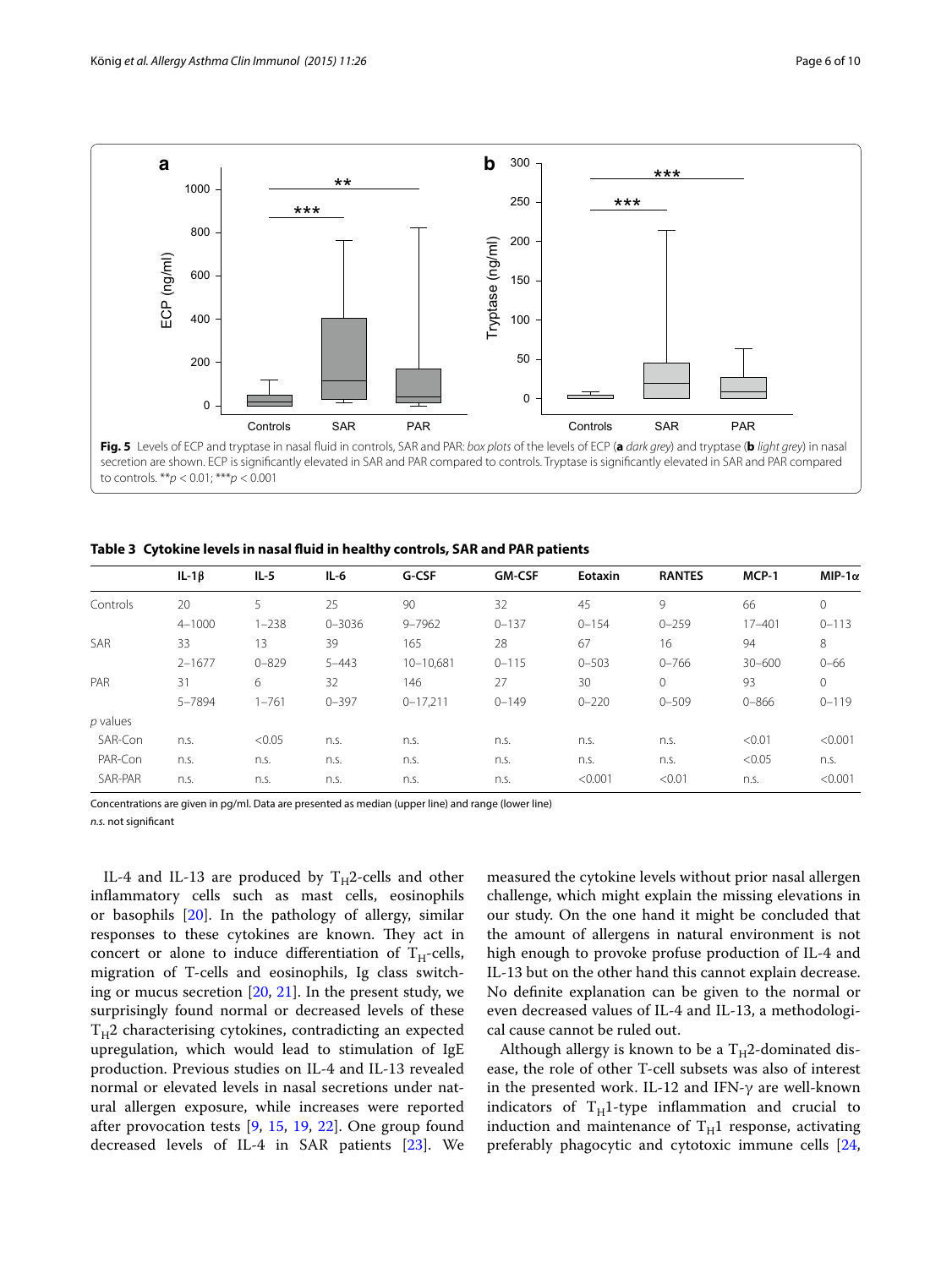**Fig. 5** Levels of ECP and tryptase in nasal fluid in controls, SAR and PAR: *box plots* of the levels of ECP (**a** *dark grey*) and tryptase (**b** *light grey*) in nasal secretion are shown. ECP is significantly elevated in SAR and PAR compared to controls. Tryptase is significantly elevated in SAR and PAR compared to controls. **$p < 0.01$; ***$p < 0.001$

**Table 3 Cytokine levels in nasal fluid in healthy controls, SAR and PAR patients**

| | IL-1β | IL-5 | IL-6 | G-CSF | GM-CSF | Eotaxin | RANTES | MCP-1 | MIP-1α |
|---|---|---|---|---|---|---|---|---|---|
| Controls | 20 | 5 | 25 | 90 | 32 | 45 | 9 | 66 | 0 |
| | 4–1000 | 1–238 | 0–3036 | 9–7962 | 0–137 | 0–154 | 0–259 | 17–401 | 0–113 |
| SAR | 33 | 13 | 39 | 165 | 28 | 67 | 16 | 94 | 8 |
| | 2–1677 | 0–829 | 5–443 | 10–10,681 | 0–115 | 0–503 | 0–766 | 30–600 | 0–66 |
| PAR | 31 | 6 | 32 | 146 | 27 | 30 | 0 | 93 | 0 |
| | 5–7894 | 1–761 | 0–397 | 0–17,211 | 0–149 | 0–220 | 0–509 | 0–866 | 0–119 |
| *p* values | | | | | | | | | |
| SAR-Con | n.s. | <0.05 | n.s. | n.s. | n.s. | n.s. | n.s. | <0.01 | <0.001 |
| PAR-Con | n.s. | n.s. | n.s. | n.s. | n.s. | n.s. | n.s. | <0.05 | n.s. |
| SAR-PAR | n.s. | n.s. | n.s. | n.s. | n.s. | <0.001 | <0.01 | n.s. | <0.001 |

Concentrations are given in pg/ml. Data are presented as median (upper line) and range (lower line)

*n.s.* not significant

IL-4 and IL-13 are produced by $T_H2$-cells and other inflammatory cells such as mast cells, eosinophils or basophils [20]. In the pathology of allergy, similar responses to these cytokines are known. They act in concert or alone to induce differentiation of $T_H$-cells, migration of T-cells and eosinophils, Ig class switching or mucus secretion [20, 21]. In the present study, we surprisingly found normal or decreased levels of these $T_H2$ characterising cytokines, contradicting an expected upregulation, which would lead to stimulation of IgE production. Previous studies on IL-4 and IL-13 revealed normal or elevated levels in nasal secretions under natural allergen exposure, while increases were reported after provocation tests [9, 15, 19, 22]. One group found decreased levels of IL-4 in SAR patients [23]. We measured the cytokine levels without prior nasal allergen challenge, which might explain the missing elevations in our study. On the one hand it might be concluded that the amount of allergens in natural environment is not high enough to provoke profuse production of IL-4 and IL-13 but on the other hand this cannot explain decrease. No definite explanation can be given to the normal or even decreased values of IL-4 and IL-13, a methodological cause cannot be ruled out.

Although allergy is known to be a $T_H2$-dominated disease, the role of other T-cell subsets was also of interest in the presented work. IL-12 and IFN-γ are well-known indicators of $T_H1$-type inflammation and crucial to induction and maintenance of $T_H1$ response, activating preferably phagocytic and cytotoxic immune cells [24,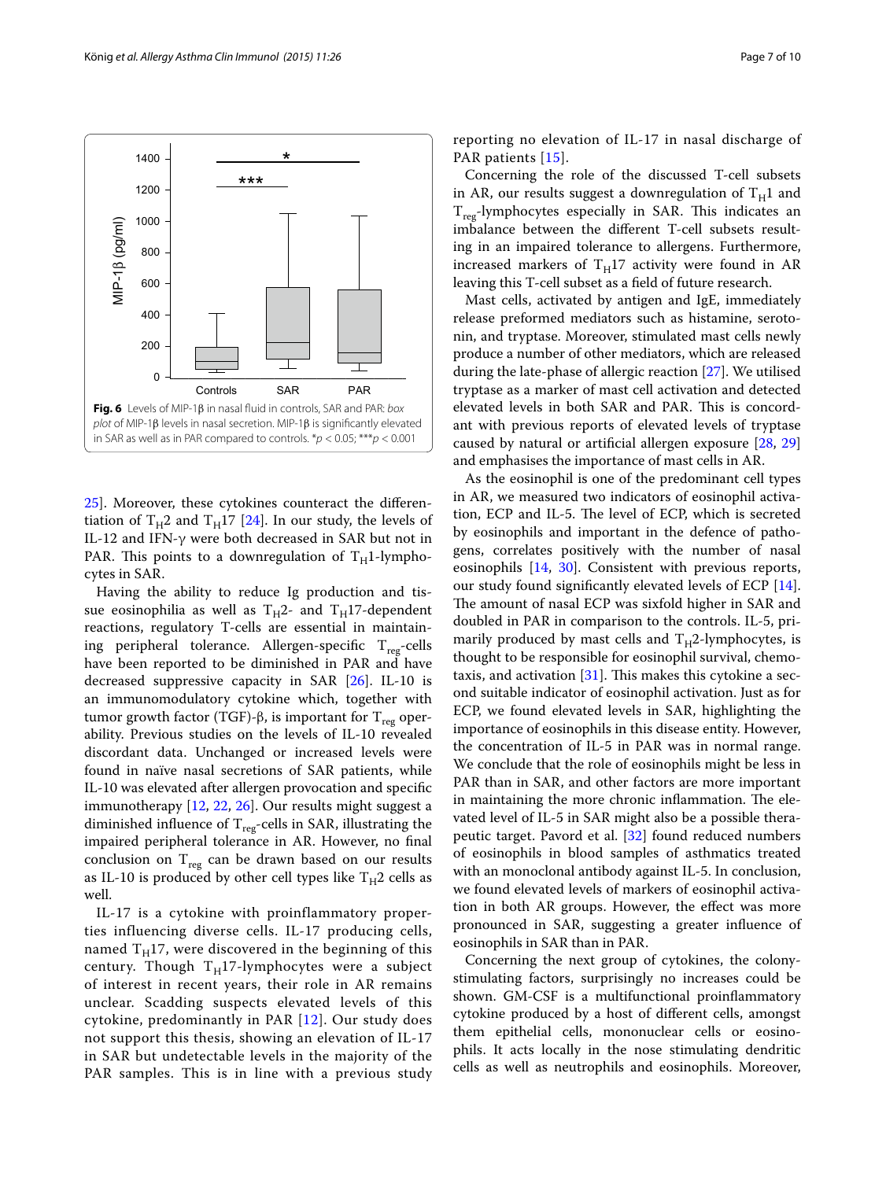Fig. 6 Levels of MIP-1β in nasal fluid in controls, SAR and PAR: *box plot* of MIP-1β levels in nasal secretion. MIP-1β is significantly elevated in SAR as well as in PAR compared to controls. *$p < 0.05$; ***$p < 0.001$

25]. Moreover, these cytokines counteract the differentiation of $T_H2$ and $T_H17$ [24]. In our study, the levels of IL-12 and IFN-γ were both decreased in SAR but not in PAR. This points to a downregulation of $T_H1$-lymphocytes in SAR.

Having the ability to reduce Ig production and tissue eosinophilia as well as $T_H2$- and $T_H17$-dependent reactions, regulatory T-cells are essential in maintaining peripheral tolerance. Allergen-specific $T_{reg}$-cells have been reported to be diminished in PAR and have decreased suppressive capacity in SAR [26]. IL-10 is an immunomodulatory cytokine which, together with tumor growth factor (TGF)-β, is important for $T_{reg}$ operability. Previous studies on the levels of IL-10 revealed discordant data. Unchanged or increased levels were found in naïve nasal secretions of SAR patients, while IL-10 was elevated after allergen provocation and specific immunotherapy [12, 22, 26]. Our results might suggest a diminished influence of $T_{reg}$-cells in SAR, illustrating the impaired peripheral tolerance in AR. However, no final conclusion on $T_{reg}$ can be drawn based on our results as IL-10 is produced by other cell types like $T_H2$ cells as well.

IL-17 is a cytokine with proinflammatory properties influencing diverse cells. IL-17 producing cells, named $T_H17$, were discovered in the beginning of this century. Though $T_H17$-lymphocytes were a subject of interest in recent years, their role in AR remains unclear. Scadding suspects elevated levels of this cytokine, predominantly in PAR [12]. Our study does not support this thesis, showing an elevation of IL-17 in SAR but undetectable levels in the majority of the PAR samples. This is in line with a previous study reporting no elevation of IL-17 in nasal discharge of PAR patients [15].

Concerning the role of the discussed T-cell subsets in AR, our results suggest a downregulation of $T_H1$ and $T_{reg}$-lymphocytes especially in SAR. This indicates an imbalance between the different T-cell subsets resulting in an impaired tolerance to allergens. Furthermore, increased markers of $T_H17$ activity were found in AR leaving this T-cell subset as a field of future research.

Mast cells, activated by antigen and IgE, immediately release preformed mediators such as histamine, serotonin, and tryptase. Moreover, stimulated mast cells newly produce a number of other mediators, which are released during the late-phase of allergic reaction [27]. We utilised tryptase as a marker of mast cell activation and detected elevated levels in both SAR and PAR. This is concordant with previous reports of elevated levels of tryptase caused by natural or artificial allergen exposure [28, 29] and emphasises the importance of mast cells in AR.

As the eosinophil is one of the predominant cell types in AR, we measured two indicators of eosinophil activation, ECP and IL-5. The level of ECP, which is secreted by eosinophils and important in the defence of pathogens, correlates positively with the number of nasal eosinophils [14, 30]. Consistent with previous reports, our study found significantly elevated levels of ECP [14]. The amount of nasal ECP was sixfold higher in SAR and doubled in PAR in comparison to the controls. IL-5, primarily produced by mast cells and $T_H2$-lymphocytes, is thought to be responsible for eosinophil survival, chemotaxis, and activation [31]. This makes this cytokine a second suitable indicator of eosinophil activation. Just as for ECP, we found elevated levels in SAR, highlighting the importance of eosinophils in this disease entity. However, the concentration of IL-5 in PAR was in normal range. We conclude that the role of eosinophils might be less in PAR than in SAR, and other factors are more important in maintaining the more chronic inflammation. The elevated level of IL-5 in SAR might also be a possible therapeutic target. Pavord et al. [32] found reduced numbers of eosinophils in blood samples of asthmatics treated with an monoclonal antibody against IL-5. In conclusion, we found elevated levels of markers of eosinophil activation in both AR groups. However, the effect was more pronounced in SAR, suggesting a greater influence of eosinophils in SAR than in PAR.

Concerning the next group of cytokines, the colony-stimulating factors, surprisingly no increases could be shown. GM-CSF is a multifunctional proinflammatory cytokine produced by a host of different cells, amongst them epithelial cells, mononuclear cells or eosinophils. It acts locally in the nose stimulating dendritic cells as well as neutrophils and eosinophils. Moreover,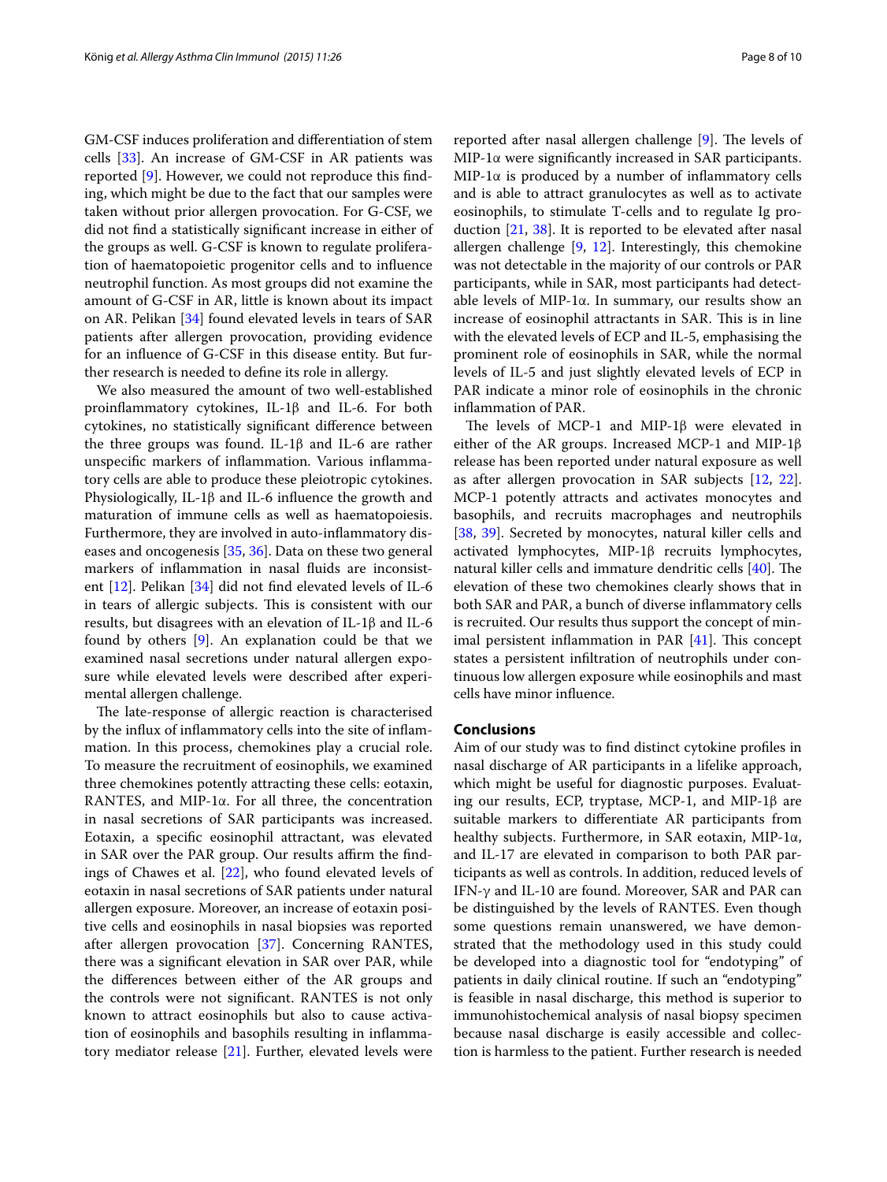GM-CSF induces proliferation and differentiation of stem cells [33]. An increase of GM-CSF in AR patients was reported [9]. However, we could not reproduce this finding, which might be due to the fact that our samples were taken without prior allergen provocation. For G-CSF, we did not find a statistically significant increase in either of the groups as well. G-CSF is known to regulate proliferation of haematopoietic progenitor cells and to influence neutrophil function. As most groups did not examine the amount of G-CSF in AR, little is known about its impact on AR. Pelikan [34] found elevated levels in tears of SAR patients after allergen provocation, providing evidence for an influence of G-CSF in this disease entity. But further research is needed to define its role in allergy.

We also measured the amount of two well-established proinflammatory cytokines, IL-1β and IL-6. For both cytokines, no statistically significant difference between the three groups was found. IL-1β and IL-6 are rather unspecific markers of inflammation. Various inflammatory cells are able to produce these pleiotropic cytokines. Physiologically, IL-1β and IL-6 influence the growth and maturation of immune cells as well as haematopoiesis. Furthermore, they are involved in auto-inflammatory diseases and oncogenesis [35, 36]. Data on these two general markers of inflammation in nasal fluids are inconsistent [12]. Pelikan [34] did not find elevated levels of IL-6 in tears of allergic subjects. This is consistent with our results, but disagrees with an elevation of IL-1β and IL-6 found by others [9]. An explanation could be that we examined nasal secretions under natural allergen exposure while elevated levels were described after experimental allergen challenge.

The late-response of allergic reaction is characterised by the influx of inflammatory cells into the site of inflammation. In this process, chemokines play a crucial role. To measure the recruitment of eosinophils, we examined three chemokines potently attracting these cells: eotaxin, RANTES, and MIP-1α. For all three, the concentration in nasal secretions of SAR participants was increased. Eotaxin, a specific eosinophil attractant, was elevated in SAR over the PAR group. Our results affirm the findings of Chawes et al. [22], who found elevated levels of eotaxin in nasal secretions of SAR patients under natural allergen exposure. Moreover, an increase of eotaxin positive cells and eosinophils in nasal biopsies was reported after allergen provocation [37]. Concerning RANTES, there was a significant elevation in SAR over PAR, while the differences between either of the AR groups and the controls were not significant. RANTES is not only known to attract eosinophils but also to cause activation of eosinophils and basophils resulting in inflammatory mediator release [21]. Further, elevated levels were reported after nasal allergen challenge [9]. The levels of MIP-1α were significantly increased in SAR participants. MIP-1α is produced by a number of inflammatory cells and is able to attract granulocytes as well as to activate eosinophils, to stimulate T-cells and to regulate Ig production [21, 38]. It is reported to be elevated after nasal allergen challenge [9, 12]. Interestingly, this chemokine was not detectable in the majority of our controls or PAR participants, while in SAR, most participants had detectable levels of MIP-1α. In summary, our results show an increase of eosinophil attractants in SAR. This is in line with the elevated levels of ECP and IL-5, emphasising the prominent role of eosinophils in SAR, while the normal levels of IL-5 and just slightly elevated levels of ECP in PAR indicate a minor role of eosinophils in the chronic inflammation of PAR.

The levels of MCP-1 and MIP-1β were elevated in either of the AR groups. Increased MCP-1 and MIP-1β release has been reported under natural exposure as well as after allergen provocation in SAR subjects [12, 22]. MCP-1 potently attracts and activates monocytes and basophils, and recruits macrophages and neutrophils [38, 39]. Secreted by monocytes, natural killer cells and activated lymphocytes, MIP-1β recruits lymphocytes, natural killer cells and immature dendritic cells [40]. The elevation of these two chemokines clearly shows that in both SAR and PAR, a bunch of diverse inflammatory cells is recruited. Our results thus support the concept of minimal persistent inflammation in PAR [41]. This concept states a persistent infiltration of neutrophils under continuous low allergen exposure while eosinophils and mast cells have minor influence.

## Conclusions

Aim of our study was to find distinct cytokine profiles in nasal discharge of AR participants in a lifelike approach, which might be useful for diagnostic purposes. Evaluating our results, ECP, tryptase, MCP-1, and MIP-1β are suitable markers to differentiate AR participants from healthy subjects. Furthermore, in SAR eotaxin, MIP-1α, and IL-17 are elevated in comparison to both PAR participants as well as controls. In addition, reduced levels of IFN-γ and IL-10 are found. Moreover, SAR and PAR can be distinguished by the levels of RANTES. Even though some questions remain unanswered, we have demonstrated that the methodology used in this study could be developed into a diagnostic tool for "endotyping" of patients in daily clinical routine. If such an "endotyping" is feasible in nasal discharge, this method is superior to immunohistochemical analysis of nasal biopsy specimen because nasal discharge is easily accessible and collection is harmless to the patient. Further research is needed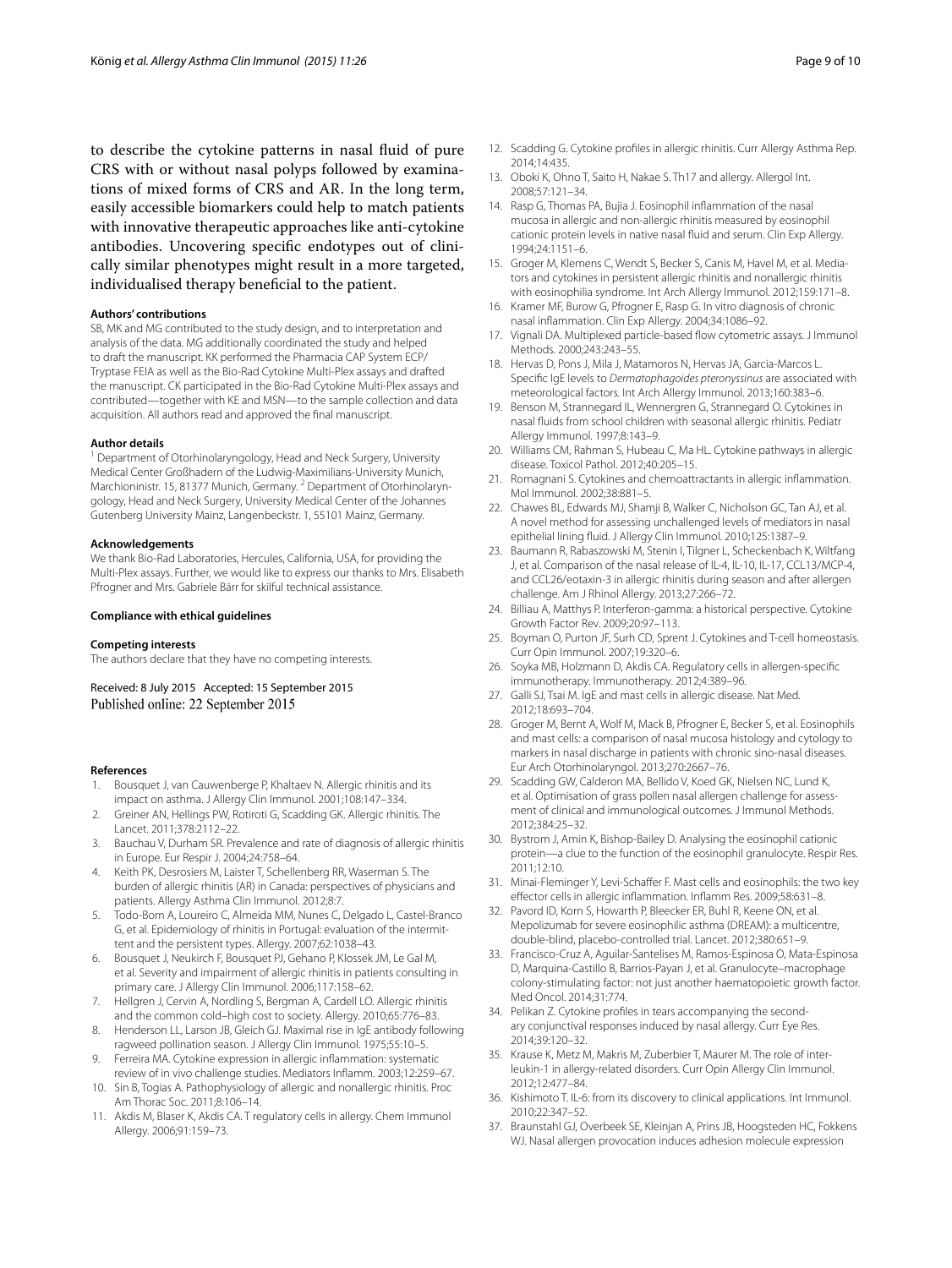to describe the cytokine patterns in nasal fluid of pure CRS with or without nasal polyps followed by examinations of mixed forms of CRS and AR. In the long term, easily accessible biomarkers could help to match patients with innovative therapeutic approaches like anti-cytokine antibodies. Uncovering specific endotypes out of clinically similar phenotypes might result in a more targeted, individualised therapy beneficial to the patient.

#### Authors' contributions

SB, MK and MG contributed to the study design, and to interpretation and analysis of the data. MG additionally coordinated the study and helped to draft the manuscript. KK performed the Pharmacia CAP System ECP/Tryptase FEIA as well as the Bio-Rad Cytokine Multi-Plex assays and drafted the manuscript. CK participated in the Bio-Rad Cytokine Multi-Plex assays and contributed—together with KE and MSN—to the sample collection and data acquisition. All authors read and approved the final manuscript.

#### Author details

[1] Department of Otorhinolaryngology, Head and Neck Surgery, University Medical Center Großhadern of the Ludwig-Maximilians-University Munich, Marchioninistr. 15, 81377 Munich, Germany. [2] Department of Otorhinolaryngology, Head and Neck Surgery, University Medical Center of the Johannes Gutenberg University Mainz, Langenbeckstr. 1, 55101 Mainz, Germany.

#### Acknowledgements

We thank Bio-Rad Laboratories, Hercules, California, USA, for providing the Multi-Plex assays. Further, we would like to express our thanks to Mrs. Elisabeth Pfrogner and Mrs. Gabriele Bärr for skilful technical assistance.

#### Compliance with ethical guidelines

#### Competing interests

The authors declare that they have no competing interests.

Received: 8 July 2015 Accepted: 15 September 2015
Published online: 22 September 2015

#### References

1. Bousquet J, van Cauwenberge P, Khaltaev N. Allergic rhinitis and its impact on asthma. J Allergy Clin Immunol. 2001;108:147–334.
2. Greiner AN, Hellings PW, Rotiroti G, Scadding GK. Allergic rhinitis. The Lancet. 2011;378:2112–22.
3. Bauchau V, Durham SR. Prevalence and rate of diagnosis of allergic rhinitis in Europe. Eur Respir J. 2004;24:758–64.
4. Keith PK, Desrosiers M, Laister T, Schellenberg RR, Waserman S. The burden of allergic rhinitis (AR) in Canada: perspectives of physicians and patients. Allergy Asthma Clin Immunol. 2012;8:7.
5. Todo-Bom A, Loureiro C, Almeida MM, Nunes C, Delgado L, Castel-Branco G, et al. Epidemiology of rhinitis in Portugal: evaluation of the intermittent and the persistent types. Allergy. 2007;62:1038–43.
6. Bousquet J, Neukirch F, Bousquet PJ, Gehano P, Klossek JM, Le Gal M, et al. Severity and impairment of allergic rhinitis in patients consulting in primary care. J Allergy Clin Immunol. 2006;117:158–62.
7. Hellgren J, Cervin A, Nordling S, Bergman A, Cardell LO. Allergic rhinitis and the common cold–high cost to society. Allergy. 2010;65:776–83.
8. Henderson LL, Larson JB, Gleich GJ. Maximal rise in IgE antibody following ragweed pollination season. J Allergy Clin Immunol. 1975;55:10–5.
9. Ferreira MA. Cytokine expression in allergic inflammation: systematic review of in vivo challenge studies. Mediators Inflamm. 2003;12:259–67.
10. Sin B, Togias A. Pathophysiology of allergic and nonallergic rhinitis. Proc Am Thorac Soc. 2011;8:106–14.
11. Akdis M, Blaser K, Akdis CA. T regulatory cells in allergy. Chem Immunol Allergy. 2006;91:159–73.
12. Scadding G. Cytokine profiles in allergic rhinitis. Curr Allergy Asthma Rep. 2014;14:435.
13. Oboki K, Ohno T, Saito H, Nakae S. Th17 and allergy. Allergol Int. 2008;57:121–34.
14. Rasp G, Thomas PA, Bujia J. Eosinophil inflammation of the nasal mucosa in allergic and non-allergic rhinitis measured by eosinophil cationic protein levels in native nasal fluid and serum. Clin Exp Allergy. 1994;24:1151–6.
15. Groger M, Klemens C, Wendt S, Becker S, Canis M, Havel M, et al. Mediators and cytokines in persistent allergic rhinitis and nonallergic rhinitis with eosinophilia syndrome. Int Arch Allergy Immunol. 2012;159:171–8.
16. Kramer MF, Burow G, Pfrogner E, Rasp G. In vitro diagnosis of chronic nasal inflammation. Clin Exp Allergy. 2004;34:1086–92.
17. Vignali DA. Multiplexed particle-based flow cytometric assays. J Immunol Methods. 2000;243:243–55.
18. Hervas D, Pons J, Mila J, Matamoros N, Hervas JA, Garcia-Marcos L. Specific IgE levels to *Dermatophagoides pteronyssinus* are associated with meteorological factors. Int Arch Allergy Immunol. 2013;160:383–6.
19. Benson M, Strannegard IL, Wennergren G, Strannegard O. Cytokines in nasal fluids from school children with seasonal allergic rhinitis. Pediatr Allergy Immunol. 1997;8:143–9.
20. Williams CM, Rahman S, Hubeau C, Ma HL. Cytokine pathways in allergic disease. Toxicol Pathol. 2012;40:205–15.
21. Romagnani S. Cytokines and chemoattractants in allergic inflammation. Mol Immunol. 2002;38:881–5.
22. Chawes BL, Edwards MJ, Shamji B, Walker C, Nicholson GC, Tan AJ, et al. A novel method for assessing unchallenged levels of mediators in nasal epithelial lining fluid. J Allergy Clin Immunol. 2010;125:1387–9.
23. Baumann R, Rabaszowski M, Stenin I, Tilgner L, Scheckenbach K, Wiltfang J, et al. Comparison of the nasal release of IL-4, IL-10, IL-17, CCL13/MCP-4, and CCL26/eotaxin-3 in allergic rhinitis during season and after allergen challenge. Am J Rhinol Allergy. 2013;27:266–72.
24. Billiau A, Matthys P. Interferon-gamma: a historical perspective. Cytokine Growth Factor Rev. 2009;20:97–113.
25. Boyman O, Purton JF, Surh CD, Sprent J. Cytokines and T-cell homeostasis. Curr Opin Immunol. 2007;19:320–6.
26. Soyka MB, Holzmann D, Akdis CA. Regulatory cells in allergen-specific immunotherapy. Immunotherapy. 2012;4:389–96.
27. Galli SJ, Tsai M. IgE and mast cells in allergic disease. Nat Med. 2012;18:693–704.
28. Groger M, Bernt A, Wolf M, Mack B, Pfrogner E, Becker S, et al. Eosinophils and mast cells: a comparison of nasal mucosa histology and cytology to markers in nasal discharge in patients with chronic sino-nasal diseases. Eur Arch Otorhinolaryngol. 2013;270:2667–76.
29. Scadding GW, Calderon MA, Bellido V, Koed GK, Nielsen NC, Lund K, et al. Optimisation of grass pollen nasal allergen challenge for assessment of clinical and immunological outcomes. J Immunol Methods. 2012;384:25–32.
30. Bystrom J, Amin K, Bishop-Bailey D. Analysing the eosinophil cationic protein—a clue to the function of the eosinophil granulocyte. Respir Res. 2011;12:10.
31. Minai-Fleminger Y, Levi-Schaffer F. Mast cells and eosinophils: the two key effector cells in allergic inflammation. Inflamm Res. 2009;58:631–8.
32. Pavord ID, Korn S, Howarth P, Bleecker ER, Buhl R, Keene ON, et al. Mepolizumab for severe eosinophilic asthma (DREAM): a multicentre, double-blind, placebo-controlled trial. Lancet. 2012;380:651–9.
33. Francisco-Cruz A, Aguilar-Santelises M, Ramos-Espinosa O, Mata-Espinosa D, Marquina-Castillo B, Barrios-Payan J, et al. Granulocyte–macrophage colony-stimulating factor: not just another haematopoietic growth factor. Med Oncol. 2014;31:774.
34. Pelikan Z. Cytokine profiles in tears accompanying the secondary conjunctival responses induced by nasal allergy. Curr Eye Res. 2014;39:120–32.
35. Krause K, Metz M, Makris M, Zuberbier T, Maurer M. The role of interleukin-1 in allergy-related disorders. Curr Opin Allergy Clin Immunol. 2012;12:477–84.
36. Kishimoto T. IL-6: from its discovery to clinical applications. Int Immunol. 2010;22:347–52.
37. Braunstahl GJ, Overbeek SE, Kleinjan A, Prins JB, Hoogsteden HC, Fokkens WJ. Nasal allergen provocation induces adhesion molecule expression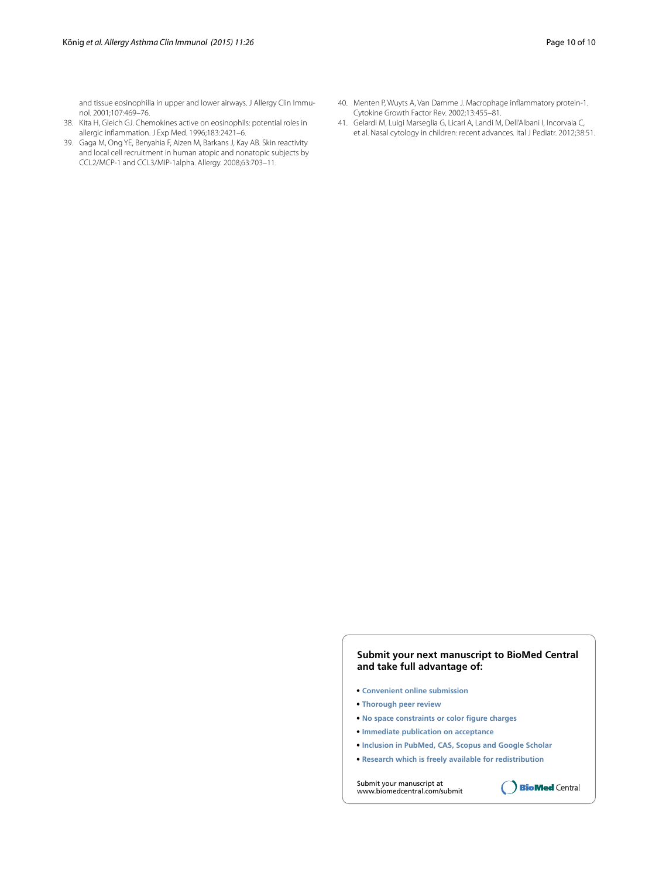and tissue eosinophilia in upper and lower airways. J Allergy Clin Immunol. 2001;107:469–76.

38. Kita H, Gleich GJ. Chemokines active on eosinophils: potential roles in allergic inflammation. J Exp Med. 1996;183:2421–6.
39. Gaga M, Ong YE, Benyahia F, Aizen M, Barkans J, Kay AB. Skin reactivity and local cell recruitment in human atopic and nonatopic subjects by CCL2/MCP-1 and CCL3/MIP-1alpha. Allergy. 2008;63:703–11.
40. Menten P, Wuyts A, Van Damme J. Macrophage inflammatory protein-1. Cytokine Growth Factor Rev. 2002;13:455–81.
41. Gelardi M, Luigi Marseglia G, Licari A, Landi M, Dell'Albani I, Incorvaia C, et al. Nasal cytology in children: recent advances. Ital J Pediatr. 2012;38:51.

**Submit your next manuscript to BioMed Central and take full advantage of:**

- **Convenient online submission**
- **Thorough peer review**
- **No space constraints or color figure charges**
- **Immediate publication on acceptance**
- **Inclusion in PubMed, CAS, Scopus and Google Scholar**
- **Research which is freely available for redistribution**

Submit your manuscript at
www.biomedcentral.com/submit

BioMed Central